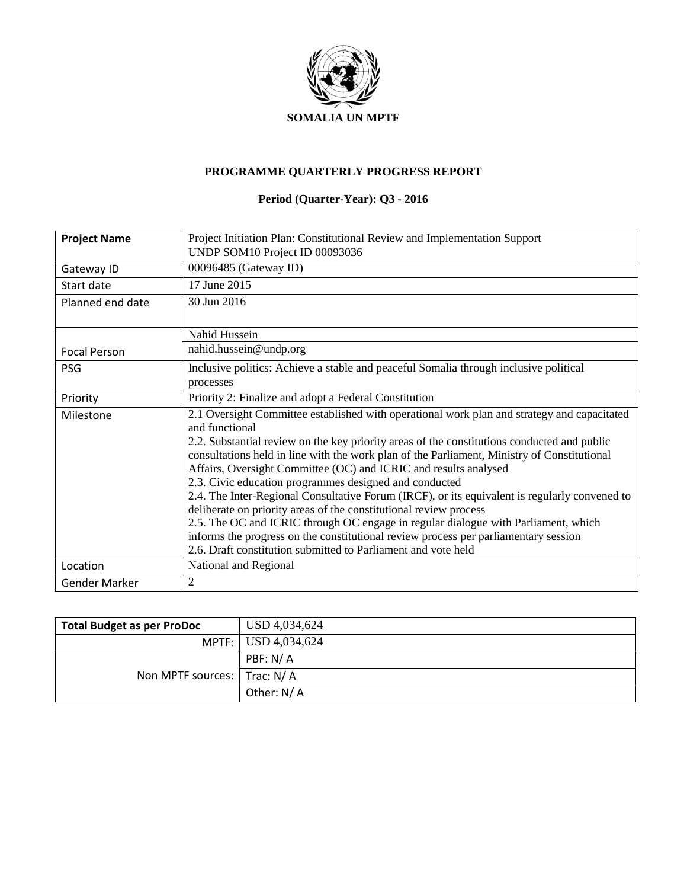**SOMALIA UN MPTF**

## PROGRAMME QUARTERLY PROGRESS REPORT

**Period (Quarter-Year): Q3 - 2016**

| **Project Name** | Project Initiation Plan: Constitutional Review and Implementation Support<br>UNDP SOM10 Project ID 00093036 |
|---|---|
| Gateway ID | 00096485 (Gateway ID) |
| Start date | 17 June 2015 |
| Planned end date | 30 Jun 2016 |
| Focal Person | Nahid Hussein<br>nahid.hussein@undp.org |
| PSG | Inclusive politics: Achieve a stable and peaceful Somalia through inclusive political processes |
| Priority | Priority 2: Finalize and adopt a Federal Constitution |
| Milestone | 2.1 Oversight Committee established with operational work plan and strategy and capacitated and functional<br>2.2. Substantial review on the key priority areas of the constitutions conducted and public consultations held in line with the work plan of the Parliament, Ministry of Constitutional Affairs, Oversight Committee (OC) and ICRIC and results analysed<br>2.3. Civic education programmes designed and conducted<br>2.4. The Inter-Regional Consultative Forum (IRCF), or its equivalent is regularly convened to deliberate on priority areas of the constitutional review process<br>2.5. The OC and ICRIC through OC engage in regular dialogue with Parliament, which informs the progress on the constitutional review process per parliamentary session<br>2.6. Draft constitution submitted to Parliament and vote held |
| Location | National and Regional |
| Gender Marker | 2 |

| **Total Budget as per ProDoc** | USD 4,034,624 |
|---|---|
| MPTF: | USD 4,034,624 |
| Non MPTF sources: | PBF: N/ A |
| | Trac: N/ A |
| | Other: N/ A |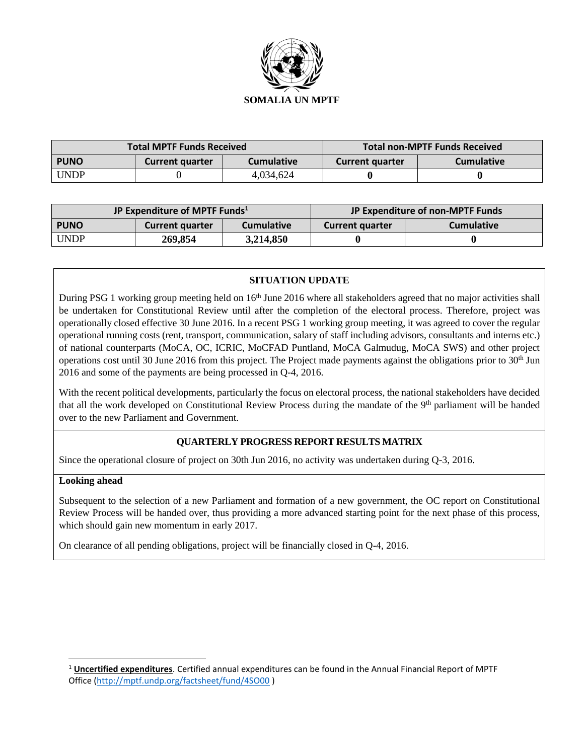**SOMALIA UN MPTF**

| Total MPTF Funds Received | | | Total non-MPTF Funds Received | |
|---|---|---|---|---|
| **PUNO** | **Current quarter** | **Cumulative** | **Current quarter** | **Cumulative** |
| UNDP | 0 | 4,034,624 | **0** | **0** |

| JP Expenditure of MPTF Funds[1] | | | JP Expenditure of non-MPTF Funds | |
|---|---|---|---|---|
| **PUNO** | **Current quarter** | **Cumulative** | **Current quarter** | **Cumulative** |
| UNDP | **269,854** | **3,214,850** | **0** | **0** |

## SITUATION UPDATE

During PSG 1 working group meeting held on 16th June 2016 where all stakeholders agreed that no major activities shall be undertaken for Constitutional Review until after the completion of the electoral process. Therefore, project was operationally closed effective 30 June 2016. In a recent PSG 1 working group meeting, it was agreed to cover the regular operational running costs (rent, transport, communication, salary of staff including advisors, consultants and interns etc.) of national counterparts (MoCA, OC, ICRIC, MoCFAD Puntland, MoCA Galmudug, MoCA SWS) and other project operations cost until 30 June 2016 from this project. The Project made payments against the obligations prior to 30th Jun 2016 and some of the payments are being processed in Q-4, 2016.

With the recent political developments, particularly the focus on electoral process, the national stakeholders have decided that all the work developed on Constitutional Review Process during the mandate of the 9th parliament will be handed over to the new Parliament and Government.

## QUARTERLY PROGRESS REPORT RESULTS MATRIX

Since the operational closure of project on 30th Jun 2016, no activity was undertaken during Q-3, 2016.

**Looking ahead**

Subsequent to the selection of a new Parliament and formation of a new government, the OC report on Constitutional Review Process will be handed over, thus providing a more advanced starting point for the next phase of this process, which should gain new momentum in early 2017.

On clearance of all pending obligations, project will be financially closed in Q-4, 2016.

---

[1] **Uncertified expenditures**. Certified annual expenditures can be found in the Annual Financial Report of MPTF Office (http://mptf.undp.org/factsheet/fund/4SO00 )